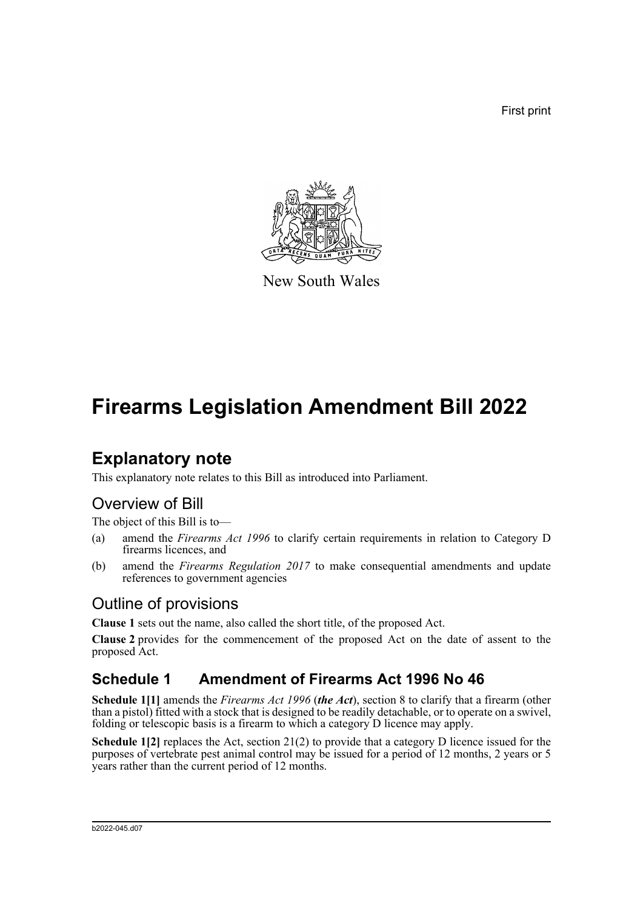First print

New South Wales

# Firearms Legislation Amendment Bill 2022

## Explanatory note

This explanatory note relates to this Bill as introduced into Parliament.

### Overview of Bill

The object of this Bill is to—

(a) amend the *Firearms Act 1996* to clarify certain requirements in relation to Category D firearms licences, and

(b) amend the *Firearms Regulation 2017* to make consequential amendments and update references to government agencies

### Outline of provisions

**Clause 1** sets out the name, also called the short title, of the proposed Act.

**Clause 2** provides for the commencement of the proposed Act on the date of assent to the proposed Act.

## Schedule 1 Amendment of Firearms Act 1996 No 46

**Schedule 1[1]** amends the *Firearms Act 1996* (***the Act***), section 8 to clarify that a firearm (other than a pistol) fitted with a stock that is designed to be readily detachable, or to operate on a swivel, folding or telescopic basis is a firearm to which a category D licence may apply.

**Schedule 1[2]** replaces the Act, section 21(2) to provide that a category D licence issued for the purposes of vertebrate pest animal control may be issued for a period of 12 months, 2 years or 5 years rather than the current period of 12 months.

b2022-045.d07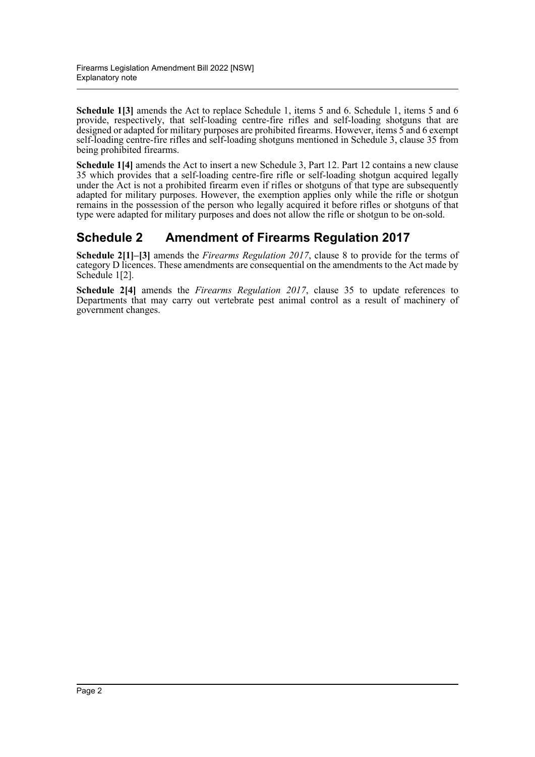**Schedule 1[3]** amends the Act to replace Schedule 1, items 5 and 6. Schedule 1, items 5 and 6 provide, respectively, that self-loading centre-fire rifles and self-loading shotguns that are designed or adapted for military purposes are prohibited firearms. However, items 5 and 6 exempt self-loading centre-fire rifles and self-loading shotguns mentioned in Schedule 3, clause 35 from being prohibited firearms.

**Schedule 1[4]** amends the Act to insert a new Schedule 3, Part 12. Part 12 contains a new clause 35 which provides that a self-loading centre-fire rifle or self-loading shotgun acquired legally under the Act is not a prohibited firearm even if rifles or shotguns of that type are subsequently adapted for military purposes. However, the exemption applies only while the rifle or shotgun remains in the possession of the person who legally acquired it before rifles or shotguns of that type were adapted for military purposes and does not allow the rifle or shotgun to be on-sold.

## Schedule 2 Amendment of Firearms Regulation 2017

**Schedule 2[1]–[3]** amends the *Firearms Regulation 2017*, clause 8 to provide for the terms of category D licences. These amendments are consequential on the amendments to the Act made by Schedule 1[2].

**Schedule 2[4]** amends the *Firearms Regulation 2017*, clause 35 to update references to Departments that may carry out vertebrate pest animal control as a result of machinery of government changes.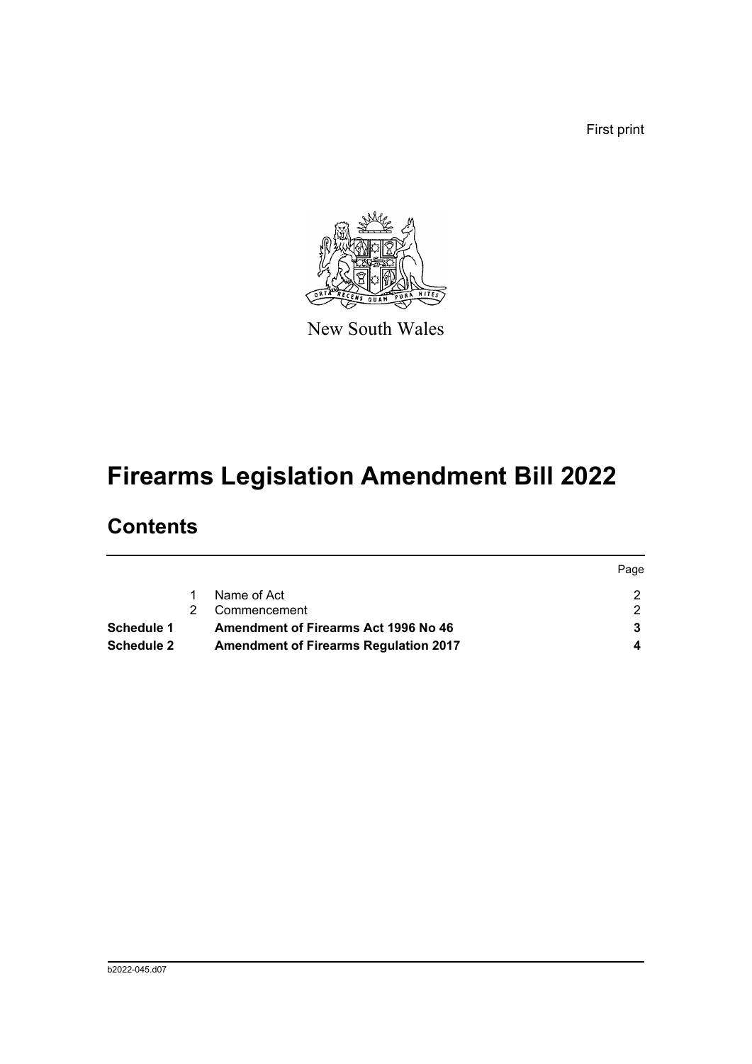First print

New South Wales

# Firearms Legislation Amendment Bill 2022

## Contents

| | | | Page |
|---|---|---|---|
| | 1 | Name of Act | 2 |
| | 2 | Commencement | 2 |
| **Schedule 1** | | **Amendment of Firearms Act 1996 No 46** | **3** |
| **Schedule 2** | | **Amendment of Firearms Regulation 2017** | **4** |

b2022-045.d07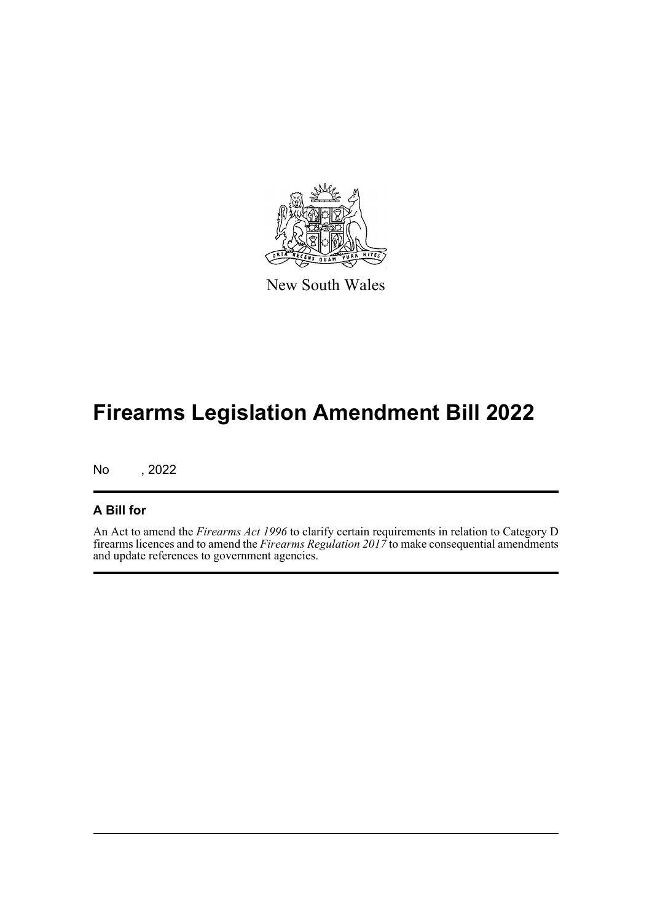New South Wales

# Firearms Legislation Amendment Bill 2022

No , 2022

## A Bill for

An Act to amend the *Firearms Act 1996* to clarify certain requirements in relation to Category D firearms licences and to amend the *Firearms Regulation 2017* to make consequential amendments and update references to government agencies.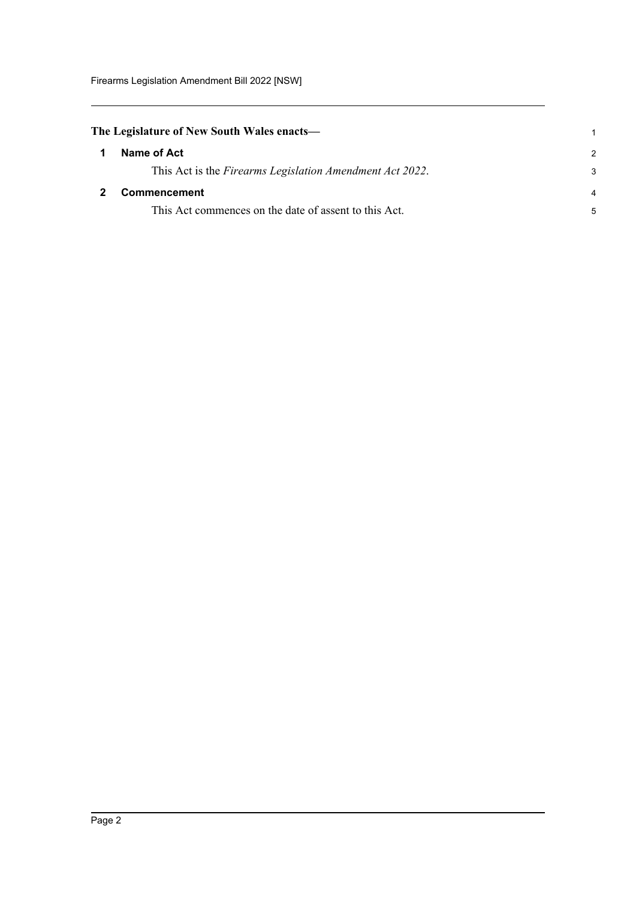**The Legislature of New South Wales enacts—**

## 1 Name of Act

This Act is the *Firearms Legislation Amendment Act 2022*.

## 2 Commencement

This Act commences on the date of assent to this Act.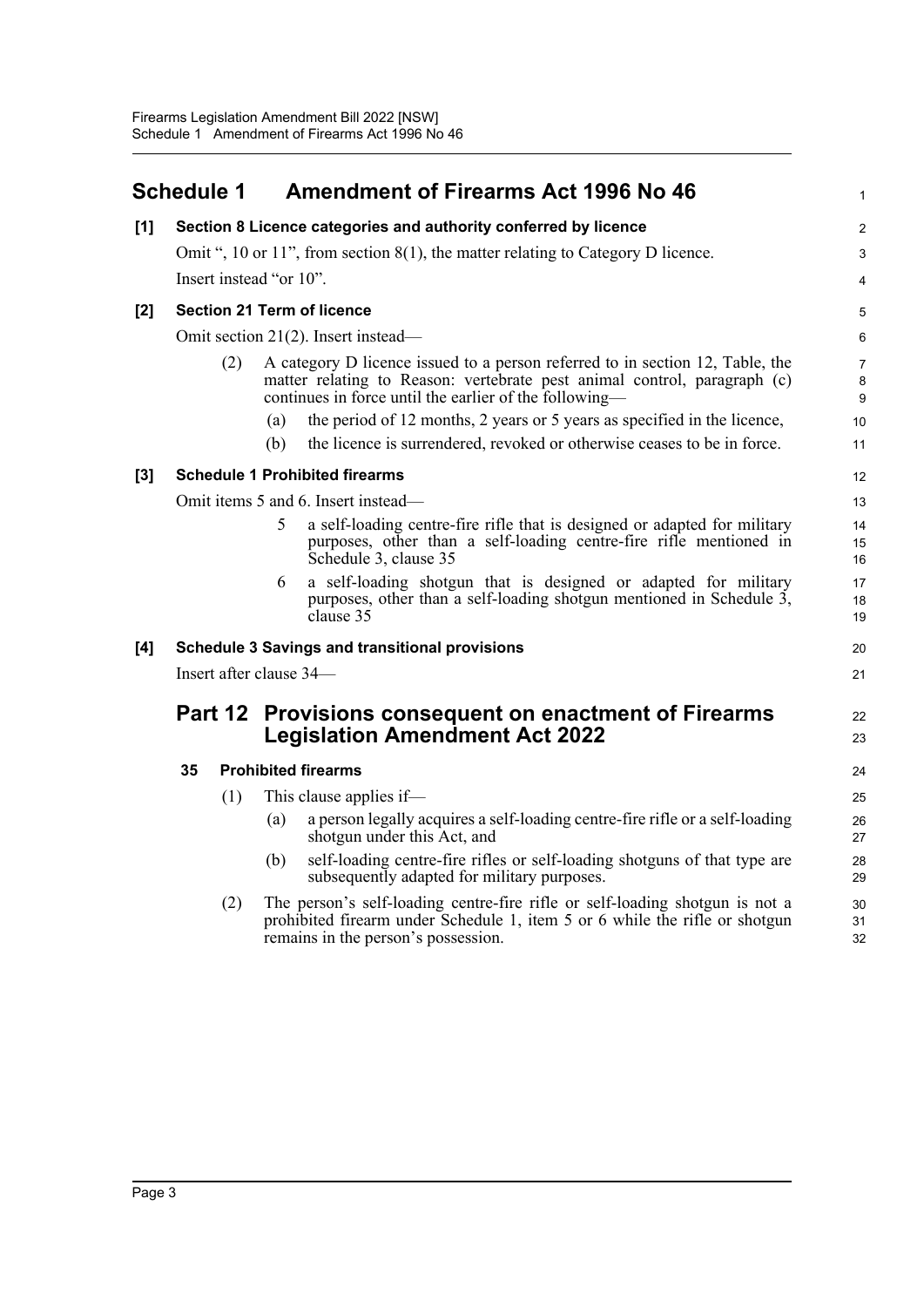# Schedule 1 Amendment of Firearms Act 1996 No 46

**[1] Section 8 Licence categories and authority conferred by licence**

Omit ", 10 or 11", from section 8(1), the matter relating to Category D licence.

Insert instead "or 10".

**[2] Section 21 Term of licence**

Omit section 21(2). Insert instead—

(2) A category D licence issued to a person referred to in section 12, Table, the matter relating to Reason: vertebrate pest animal control, paragraph (c) continues in force until the earlier of the following—

(a) the period of 12 months, 2 years or 5 years as specified in the licence,

(b) the licence is surrendered, revoked or otherwise ceases to be in force.

**[3] Schedule 1 Prohibited firearms**

Omit items 5 and 6. Insert instead—

5 a self-loading centre-fire rifle that is designed or adapted for military purposes, other than a self-loading centre-fire rifle mentioned in Schedule 3, clause 35

6 a self-loading shotgun that is designed or adapted for military purposes, other than a self-loading shotgun mentioned in Schedule 3, clause 35

**[4] Schedule 3 Savings and transitional provisions**

Insert after clause 34—

## Part 12 Provisions consequent on enactment of Firearms Legislation Amendment Act 2022

**35 Prohibited firearms**

(1) This clause applies if—

(a) a person legally acquires a self-loading centre-fire rifle or a self-loading shotgun under this Act, and

(b) self-loading centre-fire rifles or self-loading shotguns of that type are subsequently adapted for military purposes.

(2) The person's self-loading centre-fire rifle or self-loading shotgun is not a prohibited firearm under Schedule 1, item 5 or 6 while the rifle or shotgun remains in the person's possession.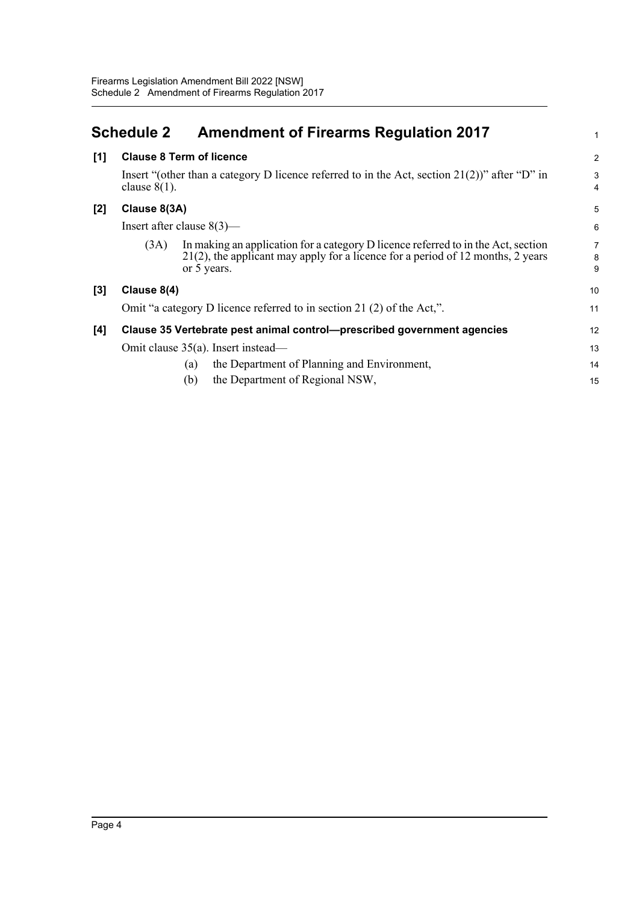# Schedule 2 Amendment of Firearms Regulation 2017

**[1] Clause 8 Term of licence**

Insert "(other than a category D licence referred to in the Act, section 21(2))" after "D" in clause 8(1).

**[2] Clause 8(3A)**

Insert after clause 8(3)—

(3A) In making an application for a category D licence referred to in the Act, section 21(2), the applicant may apply for a licence for a period of 12 months, 2 years or 5 years.

**[3] Clause 8(4)**

Omit "a category D licence referred to in section 21 (2) of the Act,".

**[4] Clause 35 Vertebrate pest animal control—prescribed government agencies**

Omit clause 35(a). Insert instead—

(a) the Department of Planning and Environment,

(b) the Department of Regional NSW,